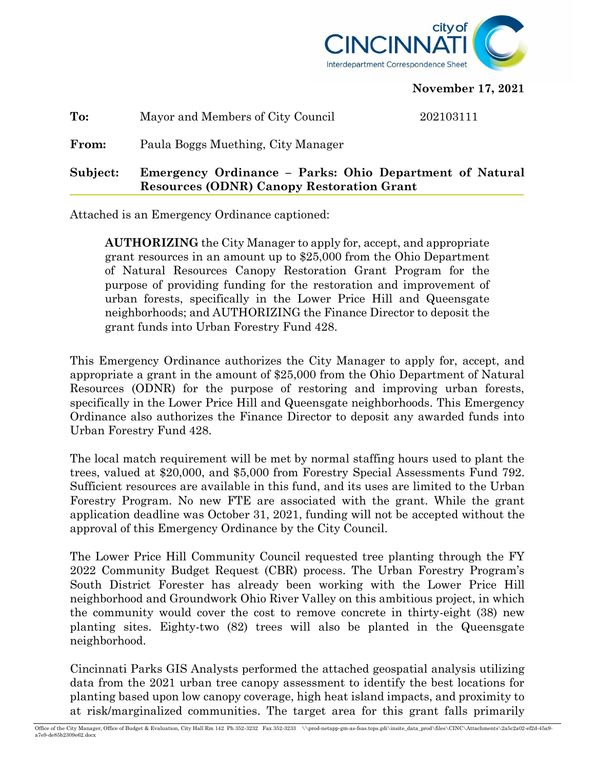**November 17, 2021**

**To:** Mayor and Members of City Council 202103111

**From:** Paula Boggs Muething, City Manager

**Subject: Emergency Ordinance – Parks: Ohio Department of Natural Resources (ODNR) Canopy Restoration Grant**

Attached is an Emergency Ordinance captioned:

> **AUTHORIZING** the City Manager to apply for, accept, and appropriate grant resources in an amount up to $25,000 from the Ohio Department of Natural Resources Canopy Restoration Grant Program for the purpose of providing funding for the restoration and improvement of urban forests, specifically in the Lower Price Hill and Queensgate neighborhoods; and AUTHORIZING the Finance Director to deposit the grant funds into Urban Forestry Fund 428.

This Emergency Ordinance authorizes the City Manager to apply for, accept, and appropriate a grant in the amount of $25,000 from the Ohio Department of Natural Resources (ODNR) for the purpose of restoring and improving urban forests, specifically in the Lower Price Hill and Queensgate neighborhoods. This Emergency Ordinance also authorizes the Finance Director to deposit any awarded funds into Urban Forestry Fund 428.

The local match requirement will be met by normal staffing hours used to plant the trees, valued at $20,000, and $5,000 from Forestry Special Assessments Fund 792. Sufficient resources are available in this fund, and its uses are limited to the Urban Forestry Program. No new FTE are associated with the grant. While the grant application deadline was October 31, 2021, funding will not be accepted without the approval of this Emergency Ordinance by the City Council.

The Lower Price Hill Community Council requested tree planting through the FY 2022 Community Budget Request (CBR) process. The Urban Forestry Program's South District Forester has already been working with the Lower Price Hill neighborhood and Groundwork Ohio River Valley on this ambitious project, in which the community would cover the cost to remove concrete in thirty-eight (38) new planting sites. Eighty-two (82) trees will also be planted in the Queensgate neighborhood.

Cincinnati Parks GIS Analysts performed the attached geospatial analysis utilizing data from the 2021 urban tree canopy assessment to identify the best locations for planting based upon low canopy coverage, high heat island impacts, and proximity to at risk/marginalized communities. The target area for this grant falls primarily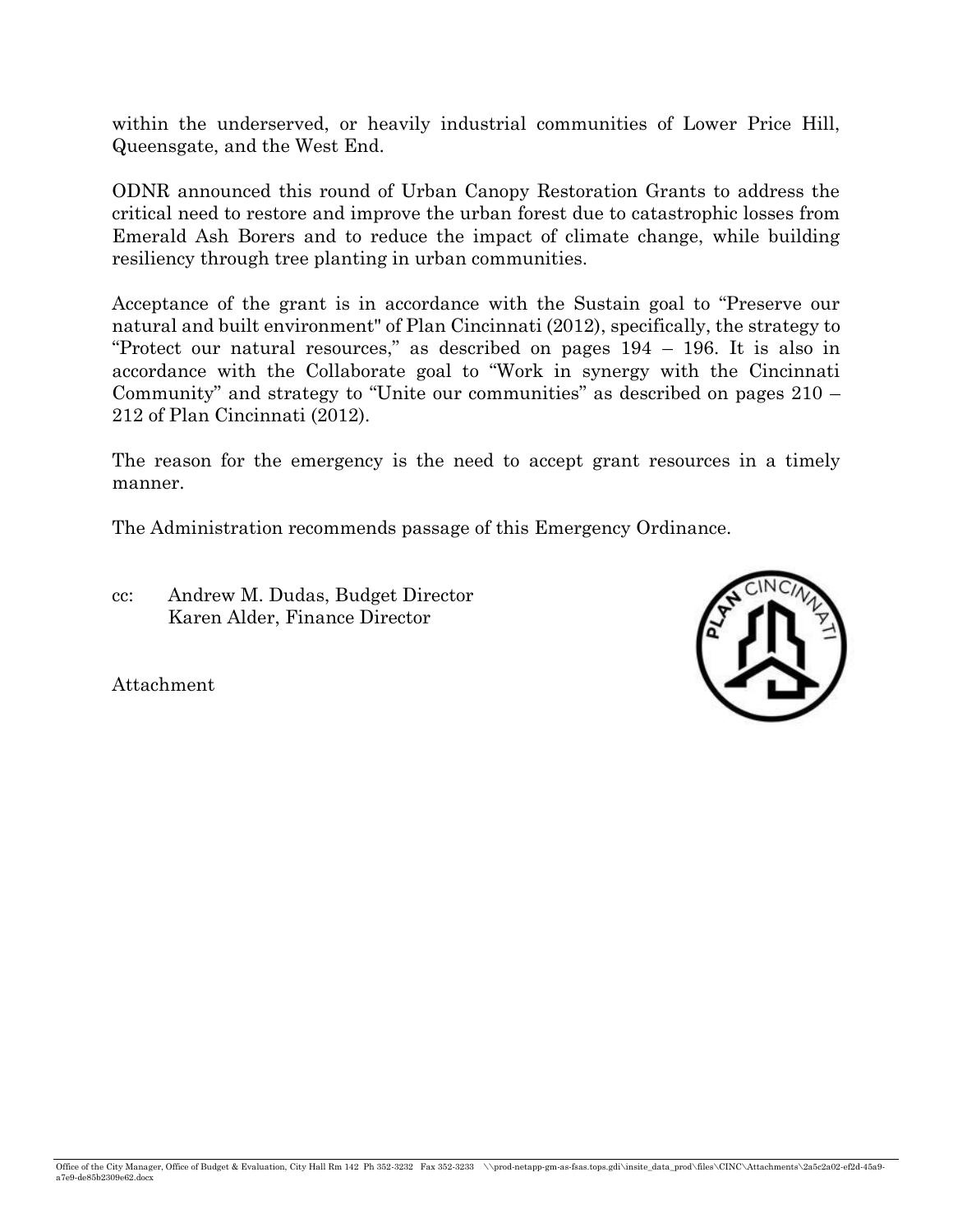within the underserved, or heavily industrial communities of Lower Price Hill, Queensgate, and the West End.

ODNR announced this round of Urban Canopy Restoration Grants to address the critical need to restore and improve the urban forest due to catastrophic losses from Emerald Ash Borers and to reduce the impact of climate change, while building resiliency through tree planting in urban communities.

Acceptance of the grant is in accordance with the Sustain goal to "Preserve our natural and built environment" of Plan Cincinnati (2012), specifically, the strategy to "Protect our natural resources," as described on pages 194 – 196. It is also in accordance with the Collaborate goal to "Work in synergy with the Cincinnati Community" and strategy to "Unite our communities" as described on pages 210 – 212 of Plan Cincinnati (2012).

The reason for the emergency is the need to accept grant resources in a timely manner.

The Administration recommends passage of this Emergency Ordinance.

cc: Andrew M. Dudas, Budget Director
Karen Alder, Finance Director

Attachment